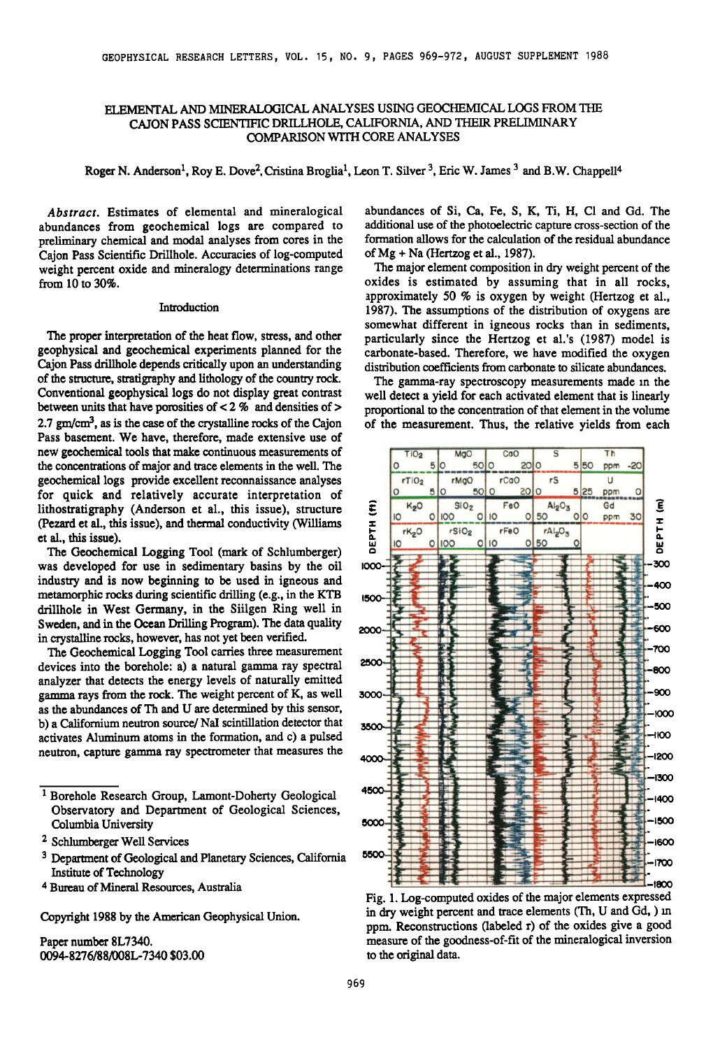# ELEMENTAL AND MINERALOGICAL ANALYSES USING GEOCHEMICAL LOGS FROM THE CAJON PASS SCIENTIFIC DRILLHOLE, CALIFORNIA, AND THEIR PRELIMINARY COMPARISON WITH CORE ANALYSES

Roger N. Anderson[1], Roy E. Dove[2], Cristina Broglia[1], Leon T. Silver[3], Eric W. James[3] and B.W. Chappell[4]

*Abstract.* Estimates of elemental and mineralogical abundances from geochemical logs are compared to preliminary chemical and modal analyses from cores in the Cajon Pass Scientific Drillhole. Accuracies of log-computed weight percent oxide and mineralogy determinations range from 10 to 30%.

## Introduction

The proper interpretation of the heat flow, stress, and other geophysical and geochemical experiments planned for the Cajon Pass drillhole depends critically upon an understanding of the structure, stratigraphy and lithology of the country rock. Conventional geophysical logs do not display great contrast between units that have porosities of < 2 % and densities of > 2.7 gm/cm$^3$, as is the case of the crystalline rocks of the Cajon Pass basement. We have, therefore, made extensive use of new geochemical tools that make continuous measurements of the concentrations of major and trace elements in the well. The geochemical logs provide excellent reconnaissance analyses for quick and relatively accurate interpretation of lithostratigraphy (Anderson et al., this issue), structure (Pezard et al., this issue), and thermal conductivity (Williams et al., this issue).

The Geochemical Logging Tool (mark of Schlumberger) was developed for use in sedimentary basins by the oil industry and is now beginning to be used in igneous and metamorphic rocks during scientific drilling (e.g., in the KTB drillhole in West Germany, in the Siilgen Ring well in Sweden, and in the Ocean Drilling Program). The data quality in crystalline rocks, however, has not yet been verified.

The Geochemical Logging Tool carries three measurement devices into the borehole: a) a natural gamma ray spectral analyzer that detects the energy levels of naturally emitted gamma rays from the rock. The weight percent of K, as well as the abundances of Th and U are determined by this sensor, b) a Californium neutron source/ NaI scintillation detector that activates Aluminum atoms in the formation, and c) a pulsed neutron, capture gamma ray spectrometer that measures the abundances of Si, Ca, Fe, S, K, Ti, H, Cl and Gd. The additional use of the photoelectric capture cross-section of the formation allows for the calculation of the residual abundance of Mg + Na (Hertzog et al., 1987).

The major element composition in dry weight percent of the oxides is estimated by assuming that in all rocks, approximately 50 % is oxygen by weight (Hertzog et al., 1987). The assumptions of the distribution of oxygens are somewhat different in igneous rocks than in sediments, particularly since the Hertzog et al.'s (1987) model is carbonate-based. Therefore, we have modified the oxygen distribution coefficients from carbonate to silicate abundances.

The gamma-ray spectroscopy measurements made in the well detect a yield for each activated element that is linearly proportional to the concentration of that element in the volume of the measurement. Thus, the relative yields from each

Fig. 1. Log-computed oxides of the major elements expressed in dry weight percent and trace elements (Th, U and Gd, ) in ppm. Reconstructions (labeled r) of the oxides give a good measure of the goodness-of-fit of the mineralogical inversion to the original data.

---

[1] Borehole Research Group, Lamont-Doherty Geological Observatory and Department of Geological Sciences, Columbia University

[2] Schlumberger Well Services

[3] Department of Geological and Planetary Sciences, California Institute of Technology

[4] Bureau of Mineral Resources, Australia

Copyright 1988 by the American Geophysical Union.

Paper number 8L7340.
0094-8276/88/008L-7340 $03.00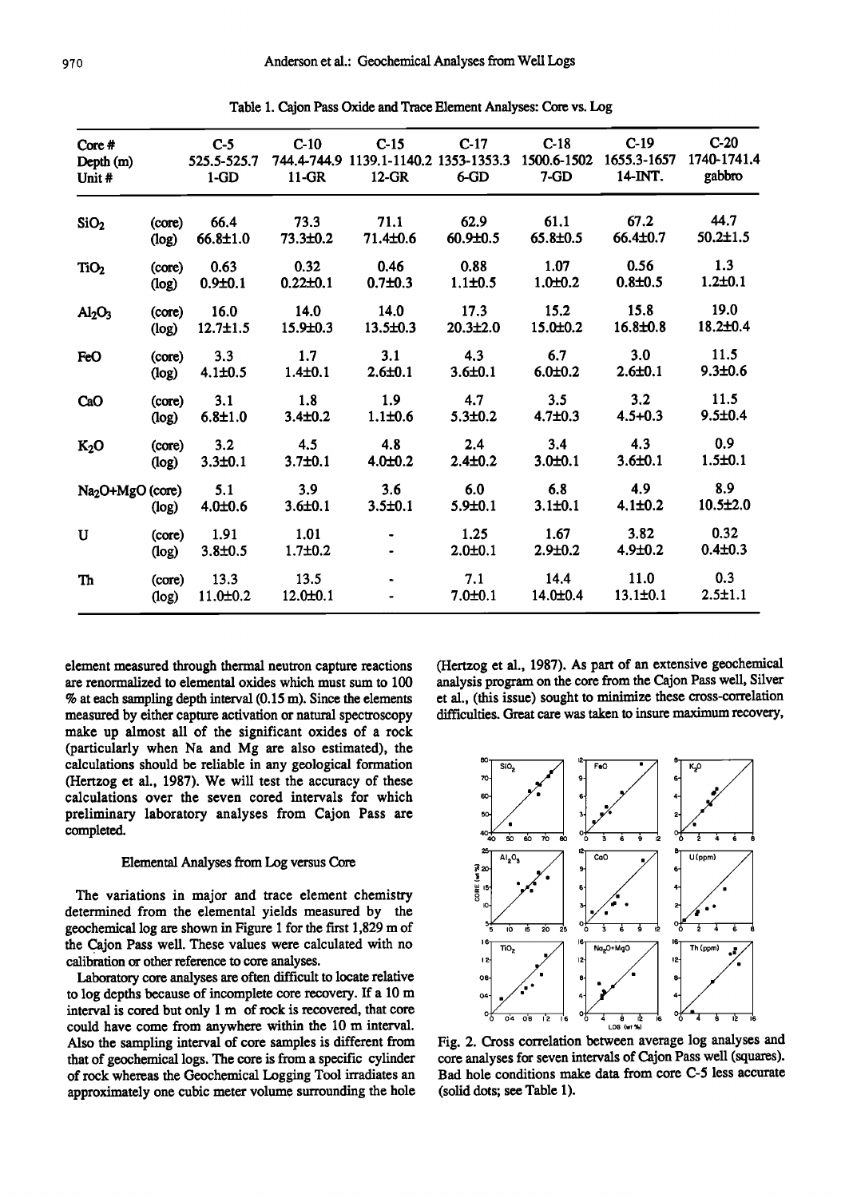Table 1. Cajon Pass Oxide and Trace Element Analyses: Core vs. Log

| Core # | | C-5 | C-10 | C-15 | C-17 | C-18 | C-19 | C-20 |
|---|---|---|---|---|---|---|---|---|
| Depth (m) | | 525.5-525.7 | 744.4-744.9 | 1139.1-1140.2 | 1353-1353.3 | 1500.6-1502 | 1655.3-1657 | 1740-1741.4 |
| Unit # | | 1-GD | 11-GR | 12-GR | 6-GD | 7-GD | 14-INT. | gabbro |
| $SiO_2$ | (core) | 66.4 | 73.3 | 71.1 | 62.9 | 61.1 | 67.2 | 44.7 |
| | (log) | 66.8±1.0 | 73.3±0.2 | 71.4±0.6 | 60.9±0.5 | 65.8±0.5 | 66.4±0.7 | 50.2±1.5 |
| $TiO_2$ | (core) | 0.63 | 0.32 | 0.46 | 0.88 | 1.07 | 0.56 | 1.3 |
| | (log) | 0.9±0.1 | 0.22±0.1 | 0.7±0.3 | 1.1±0.5 | 1.0±0.2 | 0.8±0.5 | 1.2±0.1 |
| $Al_2O_3$ | (core) | 16.0 | 14.0 | 14.0 | 17.3 | 15.2 | 15.8 | 19.0 |
| | (log) | 12.7±1.5 | 15.9±0.3 | 13.5±0.3 | 20.3±2.0 | 15.0±0.2 | 16.8±0.8 | 18.2±0.4 |
| FeO | (core) | 3.3 | 1.7 | 3.1 | 4.3 | 6.7 | 3.0 | 11.5 |
| | (log) | 4.1±0.5 | 1.4±0.1 | 2.6±0.1 | 3.6±0.1 | 6.0±0.2 | 2.6±0.1 | 9.3±0.6 |
| CaO | (core) | 3.1 | 1.8 | 1.9 | 4.7 | 3.5 | 3.2 | 11.5 |
| | (log) | 6.8±1.0 | 3.4±0.2 | 1.1±0.6 | 5.3±0.2 | 4.7±0.3 | 4.5+0.3 | 9.5±0.4 |
| $K_2O$ | (core) | 3.2 | 4.5 | 4.8 | 2.4 | 3.4 | 4.3 | 0.9 |
| | (log) | 3.3±0.1 | 3.7±0.1 | 4.0±0.2 | 2.4±0.2 | 3.0±0.1 | 3.6±0.1 | 1.5±0.1 |
| $Na_2O$+MgO | (core) | 5.1 | 3.9 | 3.6 | 6.0 | 6.8 | 4.9 | 8.9 |
| | (log) | 4.0±0.6 | 3.6±0.1 | 3.5±0.1 | 5.9±0.1 | 3.1±0.1 | 4.1±0.2 | 10.5±2.0 |
| U | (core) | 1.91 | 1.01 | - | 1.25 | 1.67 | 3.82 | 0.32 |
| | (log) | 3.8±0.5 | 1.7±0.2 | - | 2.0±0.1 | 2.9±0.2 | 4.9±0.2 | 0.4±0.3 |
| Th | (core) | 13.3 | 13.5 | - | 7.1 | 14.4 | 11.0 | 0.3 |
| | (log) | 11.0±0.2 | 12.0±0.1 | - | 7.0±0.1 | 14.0±0.4 | 13.1±0.1 | 2.5±1.1 |

element measured through thermal neutron capture reactions are renormalized to elemental oxides which must sum to 100 % at each sampling depth interval (0.15 m). Since the elements measured by either capture activation or natural spectroscopy make up almost all of the significant oxides of a rock (particularly when Na and Mg are also estimated), the calculations should be reliable in any geological formation (Hertzog et al., 1987). We will test the accuracy of these calculations over the seven cored intervals for which preliminary laboratory analyses from Cajon Pass are completed.

### Elemental Analyses from Log versus Core

The variations in major and trace element chemistry determined from the elemental yields measured by the geochemical log are shown in Figure 1 for the first 1,829 m of the Cajon Pass well. These values were calculated with no calibration or other reference to core analyses.

Laboratory core analyses are often difficult to locate relative to log depths because of incomplete core recovery. If a 10 m interval is cored but only 1 m of rock is recovered, that core could have come from anywhere within the 10 m interval. Also the sampling interval of core samples is different from that of geochemical logs. The core is from a specific cylinder of rock whereas the Geochemical Logging Tool irradiates an approximately one cubic meter volume surrounding the hole (Hertzog et al., 1987). As part of an extensive geochemical analysis program on the core from the Cajon Pass well, Silver et al., (this issue) sought to minimize these cross-correlation difficulties. Great care was taken to insure maximum recovery,

Fig. 2. Cross correlation between average log analyses and core analyses for seven intervals of Cajon Pass well (squares). Bad hole conditions make data from core C-5 less accurate (solid dots; see Table 1).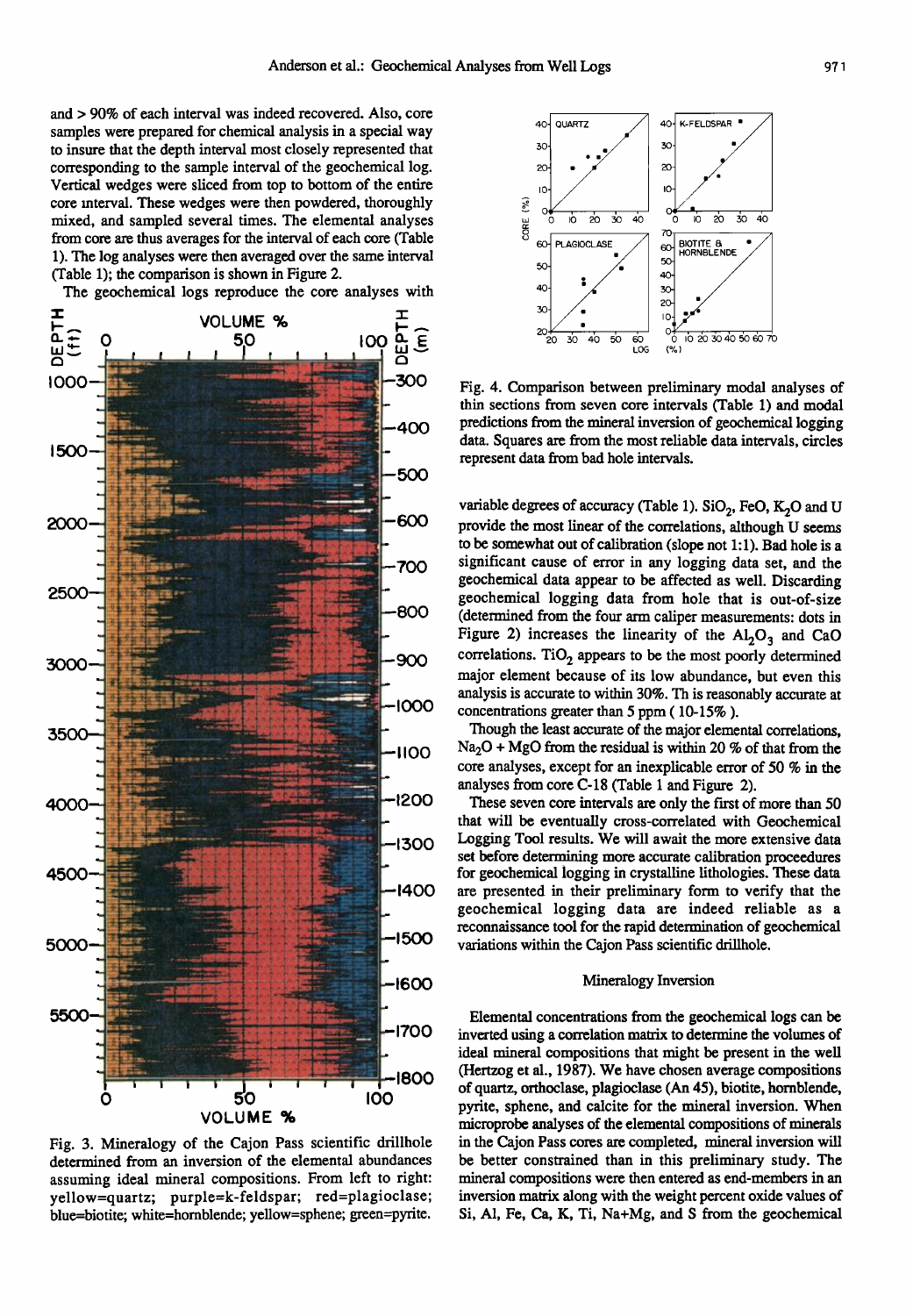and > 90% of each interval was indeed recovered. Also, core samples were prepared for chemical analysis in a special way to insure that the depth interval most closely represented that corresponding to the sample interval of the geochemical log. Vertical wedges were sliced from top to bottom of the entire core interval. These wedges were then powdered, thoroughly mixed, and sampled several times. The elemental analyses from core are thus averages for the interval of each core (Table 1). The log analyses were then averaged over the same interval (Table 1); the comparison is shown in Figure 2.

The geochemical logs reproduce the core analyses with variable degrees of accuracy (Table 1). $SiO_2$, FeO, $K_2O$ and U provide the most linear of the correlations, although U seems to be somewhat out of calibration (slope not 1:1). Bad hole is a significant cause of error in any logging data set, and the geochemical data appear to be affected as well. Discarding geochemical logging data from hole that is out-of-size (determined from the four arm caliper measurements: dots in Figure 2) increases the linearity of the $Al_2O_3$ and CaO correlations. $TiO_2$ appears to be the most poorly determined major element because of its low abundance, but even this analysis is accurate to within 30%. Th is reasonably accurate at concentrations greater than 5 ppm ( 10-15% ).

Though the least accurate of the major elemental correlations, $Na_2O$ + MgO from the residual is within 20 % of that from the core analyses, except for an inexplicable error of 50 % in the analyses from core C-18 (Table 1 and Figure 2).

These seven core intervals are only the first of more than 50 that will be eventually cross-correlated with Geochemical Logging Tool results. We will await the more extensive data set before determining more accurate calibration proceedures for geochemical logging in crystalline lithologies. These data are presented in their preliminary form to verify that the geochemical logging data are indeed reliable as a reconnaissance tool for the rapid determination of geochemical variations within the Cajon Pass scientific drillhole.

Fig. 3. Mineralogy of the Cajon Pass scientific drillhole determined from an inversion of the elemental abundances assuming ideal mineral compositions. From left to right: yellow=quartz; purple=k-feldspar; red=plagioclase; blue=biotite; white=hornblende; yellow=sphene; green=pyrite.

Fig. 4. Comparison between preliminary modal analyses of thin sections from seven core intervals (Table 1) and modal predictions from the mineral inversion of geochemical logging data. Squares are from the most reliable data intervals, circles represent data from bad hole intervals.

## Mineralogy Inversion

Elemental concentrations from the geochemical logs can be inverted using a correlation matrix to determine the volumes of ideal mineral compositions that might be present in the well (Hertzog et al., 1987). We have chosen average compositions of quartz, orthoclase, plagioclase (An 45), biotite, hornblende, pyrite, sphene, and calcite for the mineral inversion. When microprobe analyses of the elemental compositions of minerals in the Cajon Pass cores are completed, mineral inversion will be better constrained than in this preliminary study. The mineral compositions were then entered as end-members in an inversion matrix along with the weight percent oxide values of Si, Al, Fe, Ca, K, Ti, Na+Mg, and S from the geochemical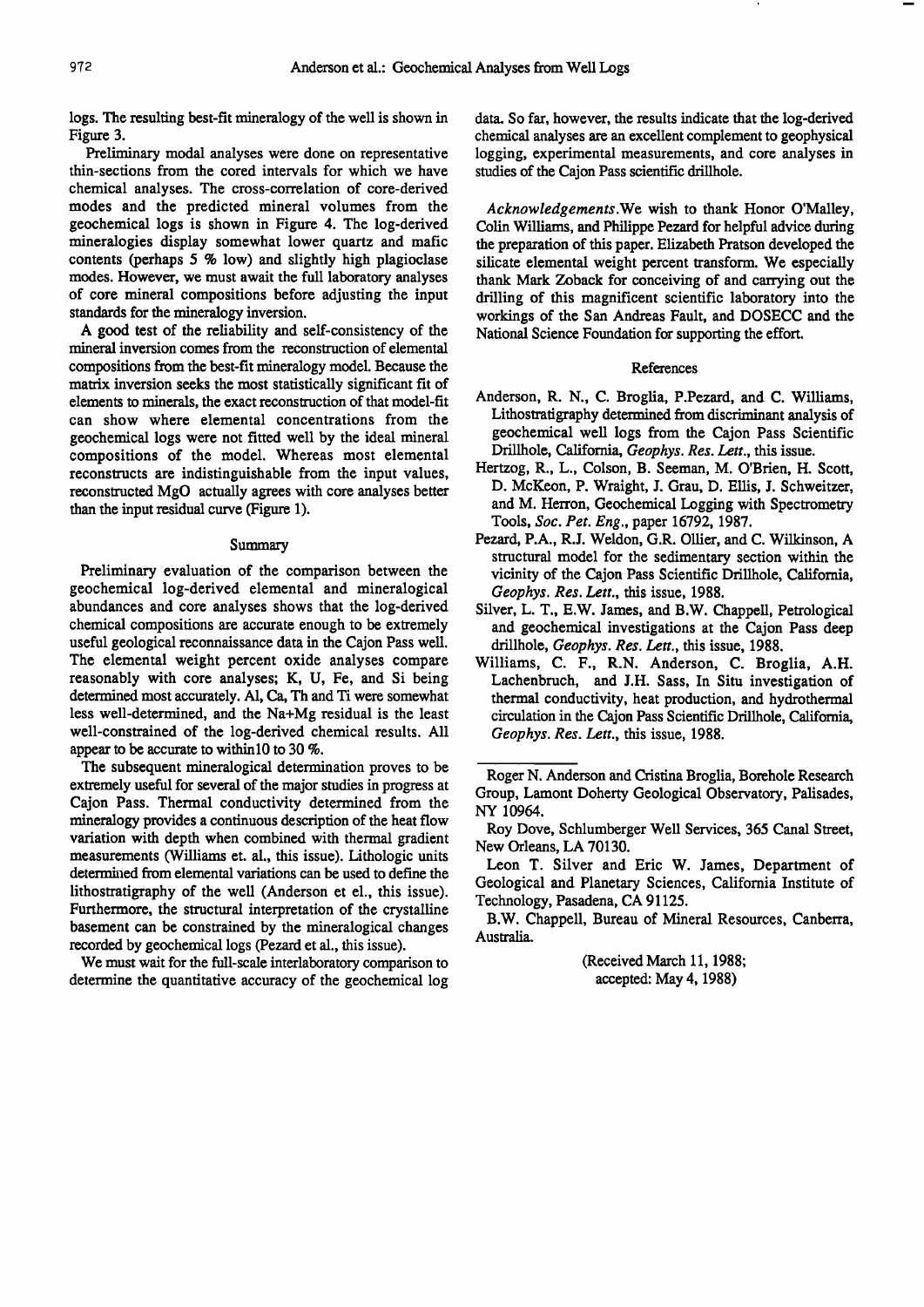logs. The resulting best-fit mineralogy of the well is shown in Figure 3.

Preliminary modal analyses were done on representative thin-sections from the cored intervals for which we have chemical analyses. The cross-correlation of core-derived modes and the predicted mineral volumes from the geochemical logs is shown in Figure 4. The log-derived mineralogies display somewhat lower quartz and mafic contents (perhaps 5 % low) and slightly high plagioclase modes. However, we must await the full laboratory analyses of core mineral compositions before adjusting the input standards for the mineralogy inversion.

A good test of the reliability and self-consistency of the mineral inversion comes from the reconstruction of elemental compositions from the best-fit mineralogy model. Because the matrix inversion seeks the most statistically significant fit of elements to minerals, the exact reconstruction of that model-fit can show where elemental concentrations from the geochemical logs were not fitted well by the ideal mineral compositions of the model. Whereas most elemental reconstructs are indistinguishable from the input values, reconstructed MgO actually agrees with core analyses better than the input residual curve (Figure 1).

## Summary

Preliminary evaluation of the comparison between the geochemical log-derived elemental and mineralogical abundances and core analyses shows that the log-derived chemical compositions are accurate enough to be extremely useful geological reconnaissance data in the Cajon Pass well. The elemental weight percent oxide analyses compare reasonably with core analyses; K, U, Fe, and Si being determined most accurately. Al, Ca, Th and Ti were somewhat less well-determined, and the Na+Mg residual is the least well-constrained of the log-derived chemical results. All appear to be accurate to within10 to 30 %.

The subsequent mineralogical determination proves to be extremely useful for several of the major studies in progress at Cajon Pass. Thermal conductivity determined from the mineralogy provides a continuous description of the heat flow variation with depth when combined with thermal gradient measurements (Williams et. al., this issue). Lithologic units determined from elemental variations can be used to define the lithostratigraphy of the well (Anderson et el., this issue). Furthermore, the structural interpretation of the crystalline basement can be constrained by the mineralogical changes recorded by geochemical logs (Pezard et al., this issue).

We must wait for the full-scale interlaboratory comparison to determine the quantitative accuracy of the geochemical log data. So far, however, the results indicate that the log-derived chemical analyses are an excellent complement to geophysical logging, experimental measurements, and core analyses in studies of the Cajon Pass scientific drillhole.

*Acknowledgements.* We wish to thank Honor O'Malley, Colin Williams, and Philippe Pezard for helpful advice during the preparation of this paper. Elizabeth Pratson developed the silicate elemental weight percent transform. We especially thank Mark Zoback for conceiving of and carrying out the drilling of this magnificent scientific laboratory into the workings of the San Andreas Fault, and DOSECC and the National Science Foundation for supporting the effort.

## References

Anderson, R. N., C. Broglia, P.Pezard, and C. Williams, Lithostratigraphy determined from discriminant analysis of geochemical well logs from the Cajon Pass Scientific Drillhole, California, *Geophys. Res. Lett.*, this issue.

Hertzog, R., L., Colson, B. Seeman, M. O'Brien, H. Scott, D. McKeon, P. Wraight, J. Grau, D. Ellis, J. Schweitzer, and M. Herron, Geochemical Logging with Spectrometry Tools, *Soc. Pet. Eng.*, paper 16792, 1987.

Pezard, P.A., R.J. Weldon, G.R. Ollier, and C. Wilkinson, A structural model for the sedimentary section within the vicinity of the Cajon Pass Scientific Drillhole, California, *Geophys. Res. Lett.*, this issue, 1988.

Silver, L. T., E.W. James, and B.W. Chappell, Petrological and geochemical investigations at the Cajon Pass deep drillhole, *Geophys. Res. Lett.*, this issue, 1988.

Williams, C. F., R.N. Anderson, C. Broglia, A.H. Lachenbruch, and J.H. Sass, In Situ investigation of thermal conductivity, heat production, and hydrothermal circulation in the Cajon Pass Scientific Drillhole, California, *Geophys. Res. Lett.*, this issue, 1988.

---

Roger N. Anderson and Cristina Broglia, Borehole Research Group, Lamont Doherty Geological Observatory, Palisades, NY 10964.

Roy Dove, Schlumberger Well Services, 365 Canal Street, New Orleans, LA 70130.

Leon T. Silver and Eric W. James, Department of Geological and Planetary Sciences, California Institute of Technology, Pasadena, CA 91125.

B.W. Chappell, Bureau of Mineral Resources, Canberra, Australia.

(Received March 11, 1988;
accepted: May 4, 1988)